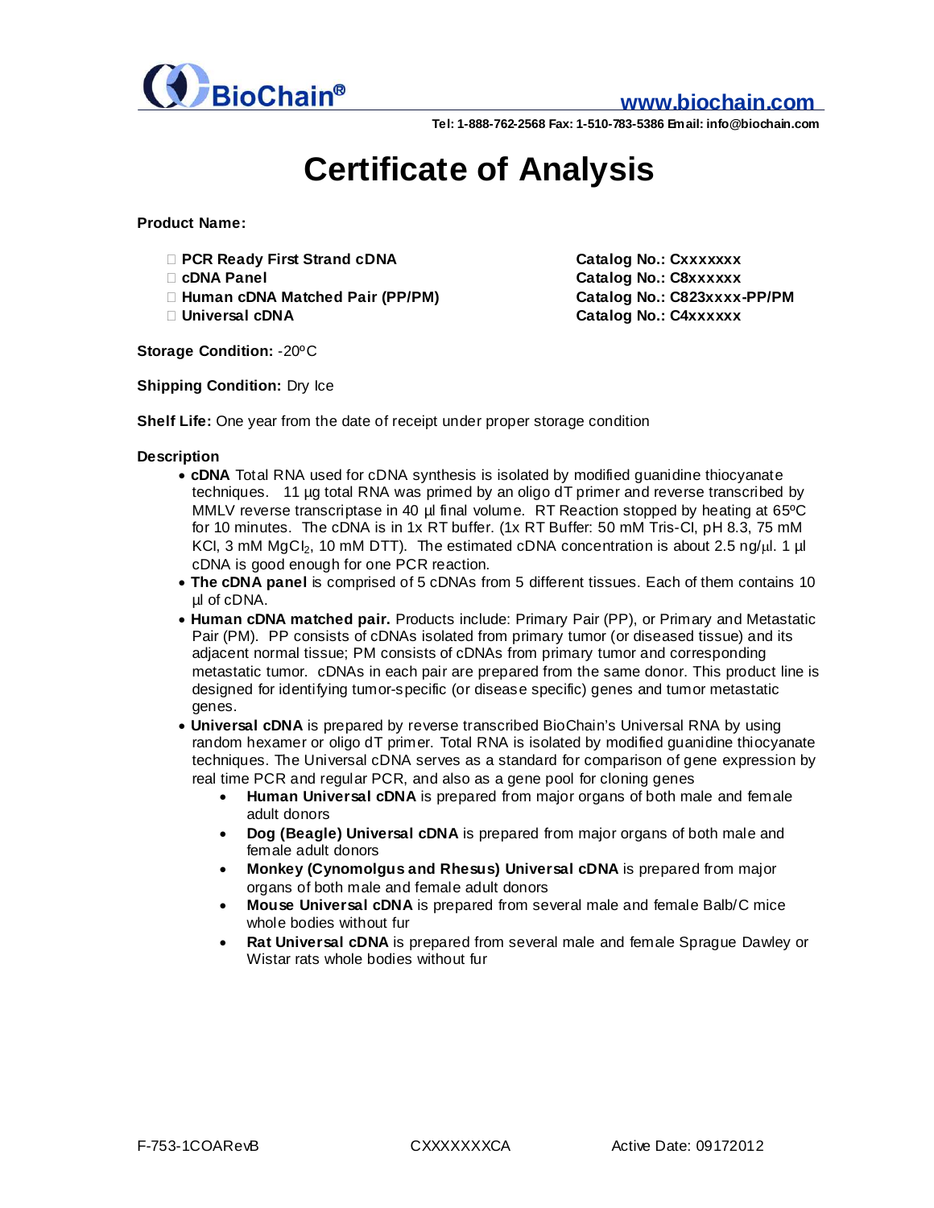**BioChain®**

www.biochain.com

Tel: 1-888-762-2568 Fax: 1-510-783-5386 Email: info@biochain.com

# Certificate of Analysis

**Product Name:**

| | |
|---|---|
| ☐ **PCR Ready First Strand cDNA** | **Catalog No.: Cxxxxxxx** |
| ☐ **cDNA Panel** | **Catalog No.: C8xxxxxx** |
| ☐ **Human cDNA Matched Pair (PP/PM)** | **Catalog No.: C823xxxx-PP/PM** |
| ☐ **Universal cDNA** | **Catalog No.: C4xxxxxx** |

**Storage Condition:** -20ºC

**Shipping Condition:** Dry Ice

**Shelf Life:** One year from the date of receipt under proper storage condition

**Description**

- **cDNA** Total RNA used for cDNA synthesis is isolated by modified guanidine thiocyanate techniques. 11 µg total RNA was primed by an oligo dT primer and reverse transcribed by MMLV reverse transcriptase in 40 µl final volume. RT Reaction stopped by heating at 65ºC for 10 minutes. The cDNA is in 1x RT buffer. (1x RT Buffer: 50 mM Tris-Cl, pH 8.3, 75 mM KCl, 3 mM $MgCl_2$, 10 mM DTT). The estimated cDNA concentration is about 2.5 ng/µl. 1 µl cDNA is good enough for one PCR reaction.
- **The cDNA panel** is comprised of 5 cDNAs from 5 different tissues. Each of them contains 10 µl of cDNA.
- **Human cDNA matched pair.** Products include: Primary Pair (PP), or Primary and Metastatic Pair (PM). PP consists of cDNAs isolated from primary tumor (or diseased tissue) and its adjacent normal tissue; PM consists of cDNAs from primary tumor and corresponding metastatic tumor. cDNAs in each pair are prepared from the same donor. This product line is designed for identifying tumor-specific (or disease specific) genes and tumor metastatic genes.
- **Universal cDNA** is prepared by reverse transcribed BioChain's Universal RNA by using random hexamer or oligo dT primer. Total RNA is isolated by modified guanidine thiocyanate techniques. The Universal cDNA serves as a standard for comparison of gene expression by real time PCR and regular PCR, and also as a gene pool for cloning genes
  - **Human Universal cDNA** is prepared from major organs of both male and female adult donors
  - **Dog (Beagle) Universal cDNA** is prepared from major organs of both male and female adult donors
  - **Monkey (Cynomolgus and Rhesus) Universal cDNA** is prepared from major organs of both male and female adult donors
  - **Mouse Universal cDNA** is prepared from several male and female Balb/C mice whole bodies without fur
  - **Rat Universal cDNA** is prepared from several male and female Sprague Dawley or Wistar rats whole bodies without fur

F-753-1COARevB CXXXXXXXCA Active Date: 09172012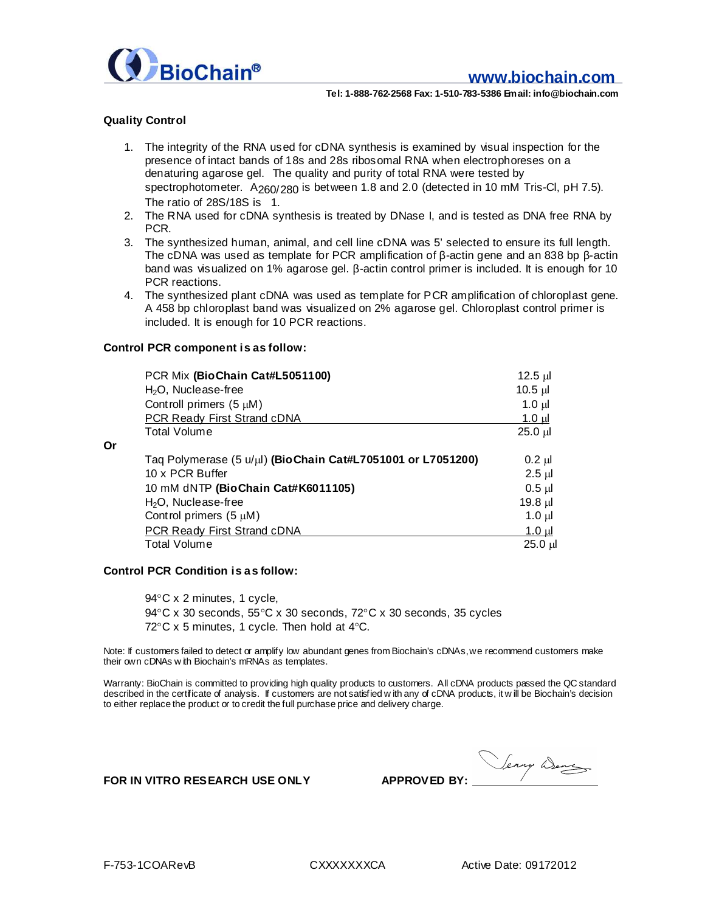## Quality Control

1. The integrity of the RNA used for cDNA synthesis is examined by visual inspection for the presence of intact bands of 18s and 28s ribosomal RNA when electrophoreses on a denaturing agarose gel. The quality and purity of total RNA were tested by spectrophotometer. $A_{260/280}$ is between 1.8 and 2.0 (detected in 10 mM Tris-Cl, pH 7.5). The ratio of 28S/18S is 1.
2. The RNA used for cDNA synthesis is treated by DNase I, and is tested as DNA free RNA by PCR.
3. The synthesized human, animal, and cell line cDNA was 5' selected to ensure its full length. The cDNA was used as template for PCR amplification of β-actin gene and an 838 bp β-actin band was visualized on 1% agarose gel. β-actin control primer is included. It is enough for 10 PCR reactions.
4. The synthesized plant cDNA was used as template for PCR amplification of chloroplast gene. A 458 bp chloroplast band was visualized on 2% agarose gel. Chloroplast control primer is included. It is enough for 10 PCR reactions.

**Control PCR component is as follow:**

| | |
|---|---|
| PCR Mix **(BioChain Cat#L5051100)** | 12.5 µl |
| $H_2O$, Nuclease-free | 10.5 µl |
| Controll primers (5 µM) | 1.0 µl |
| PCR Ready First Strand cDNA | 1.0 µl |
| Total Volume | 25.0 µl |

**Or**

| | |
|---|---|
| Taq Polymerase (5 u/µl) **(BioChain Cat#L7051001 or L7051200)** | 0.2 µl |
| 10 x PCR Buffer | 2.5 µl |
| 10 mM dNTP **(BioChain Cat#K6011105)** | 0.5 µl |
| $H_2O$, Nuclease-free | 19.8 µl |
| Control primers (5 µM) | 1.0 µl |
| PCR Ready First Strand cDNA | 1.0 µl |
| Total Volume | 25.0 µl |

**Control PCR Condition is as follow:**

94°C x 2 minutes, 1 cycle,
94°C x 30 seconds, 55°C x 30 seconds, 72°C x 30 seconds, 35 cycles
72°C x 5 minutes, 1 cycle. Then hold at 4°C.

Note: If customers failed to detect or amplify low abundant genes from Biochain's cDNAs, we recommend customers make their own cDNAs with Biochain's mRNAs as templates.

Warranty: BioChain is committed to providing high quality products to customers. All cDNA products passed the QC standard described in the certificate of analysis. If customers are not satisfied with any of cDNA products, it will be Biochain's decision to either replace the product or to credit the full purchase price and delivery charge.

**FOR IN VITRO RESEARCH USE ONLY** **APPROVED BY:**

F-753-1COARevB CXXXXXXXCA Active Date: 09172012